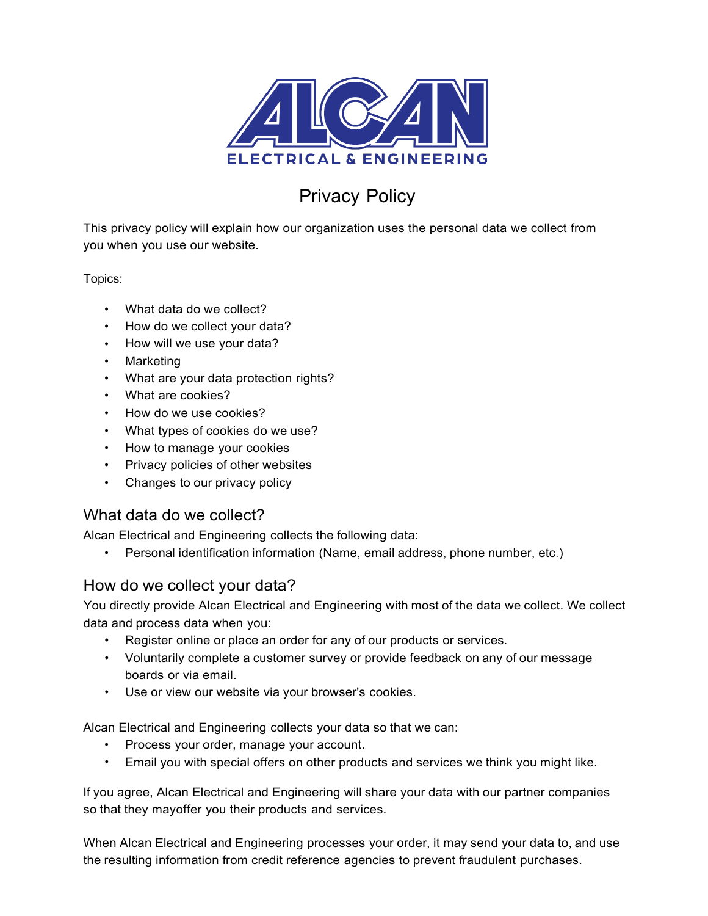# Privacy Policy

This privacy policy will explain how our organization uses the personal data we collect from you when you use our website.

Topics:

- What data do we collect?
- How do we collect your data?
- How will we use your data?
- Marketing
- What are your data protection rights?
- What are cookies?
- How do we use cookies?
- What types of cookies do we use?
- How to manage your cookies
- Privacy policies of other websites
- Changes to our privacy policy

## What data do we collect?

Alcan Electrical and Engineering collects the following data:

- Personal identification information (Name, email address, phone number, etc.)

## How do we collect your data?

You directly provide Alcan Electrical and Engineering with most of the data we collect. We collect data and process data when you:

- Register online or place an order for any of our products or services.
- Voluntarily complete a customer survey or provide feedback on any of our message boards or via email.
- Use or view our website via your browser's cookies.

Alcan Electrical and Engineering collects your data so that we can:

- Process your order, manage your account.
- Email you with special offers on other products and services we think you might like.

If you agree, Alcan Electrical and Engineering will share your data with our partner companies so that they mayoffer you their products and services.

When Alcan Electrical and Engineering processes your order, it may send your data to, and use the resulting information from credit reference agencies to prevent fraudulent purchases.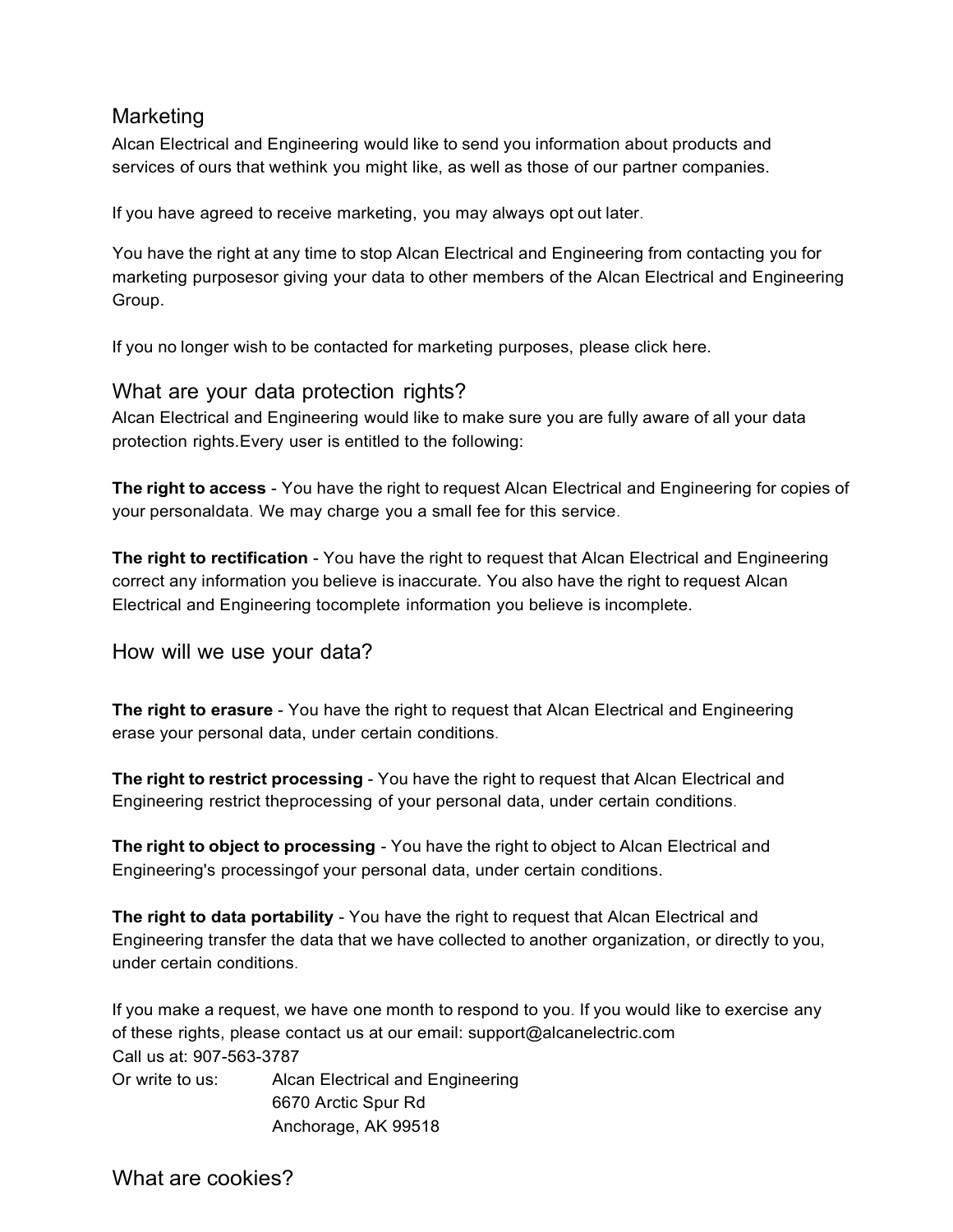## Marketing

Alcan Electrical and Engineering would like to send you information about products and services of ours that wethink you might like, as well as those of our partner companies.

If you have agreed to receive marketing, you may always opt out later.

You have the right at any time to stop Alcan Electrical and Engineering from contacting you for marketing purposesor giving your data to other members of the Alcan Electrical and Engineering Group.

If you no longer wish to be contacted for marketing purposes, please click here.

## What are your data protection rights?

Alcan Electrical and Engineering would like to make sure you are fully aware of all your data protection rights.Every user is entitled to the following:

**The right to access** - You have the right to request Alcan Electrical and Engineering for copies of your personaldata. We may charge you a small fee for this service.

**The right to rectification** - You have the right to request that Alcan Electrical and Engineering correct any information you believe is inaccurate. You also have the right to request Alcan Electrical and Engineering tocomplete information you believe is incomplete.

## How will we use your data?

**The right to erasure** - You have the right to request that Alcan Electrical and Engineering erase your personal data, under certain conditions.

**The right to restrict processing** - You have the right to request that Alcan Electrical and Engineering restrict theprocessing of your personal data, under certain conditions.

**The right to object to processing** - You have the right to object to Alcan Electrical and Engineering's processingof your personal data, under certain conditions.

**The right to data portability** - You have the right to request that Alcan Electrical and Engineering transfer the data that we have collected to another organization, or directly to you, under certain conditions.

If you make a request, we have one month to respond to you. If you would like to exercise any of these rights, please contact us at our email: support@alcanelectric.com
Call us at: 907-563-3787
Or write to us: Alcan Electrical and Engineering
6670 Arctic Spur Rd
Anchorage, AK 99518

## What are cookies?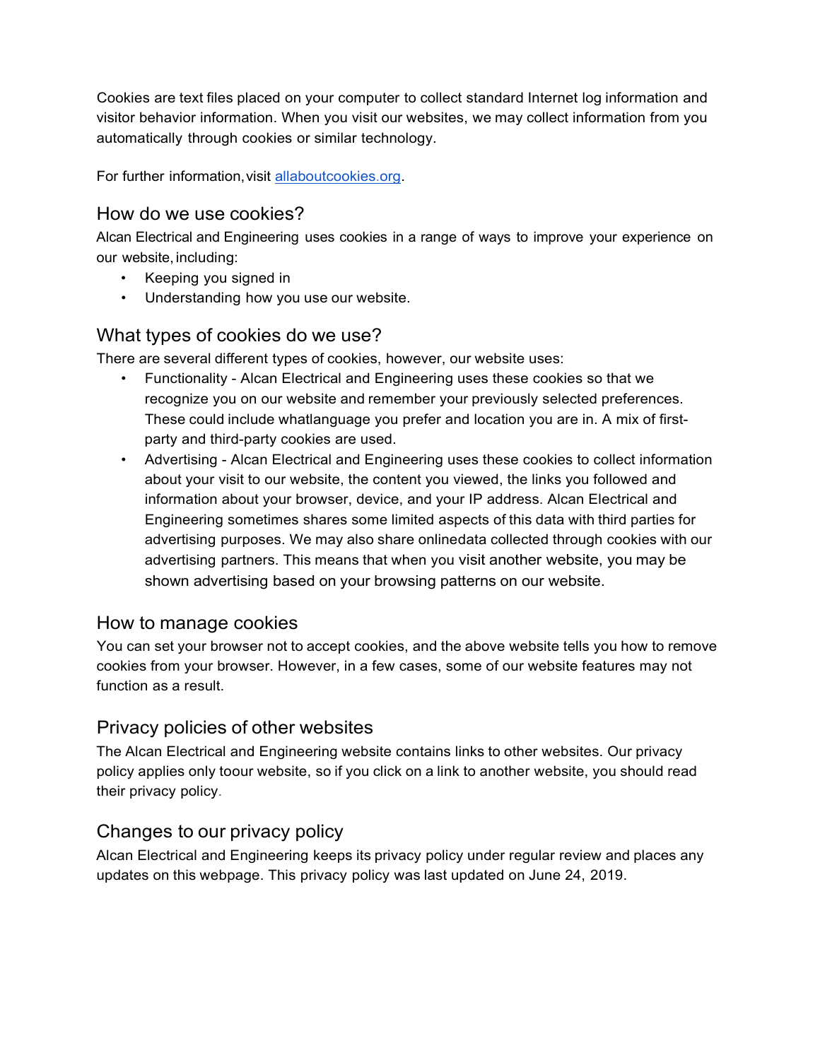Cookies are text files placed on your computer to collect standard Internet log information and visitor behavior information. When you visit our websites, we may collect information from you automatically through cookies or similar technology.

For further information, visit [allaboutcookies.org](allaboutcookies.org).

## How do we use cookies?

Alcan Electrical and Engineering uses cookies in a range of ways to improve your experience on our website, including:

- Keeping you signed in
- Understanding how you use our website.

## What types of cookies do we use?

There are several different types of cookies, however, our website uses:

- Functionality - Alcan Electrical and Engineering uses these cookies so that we recognize you on our website and remember your previously selected preferences. These could include whatlanguage you prefer and location you are in. A mix of first-party and third-party cookies are used.
- Advertising - Alcan Electrical and Engineering uses these cookies to collect information about your visit to our website, the content you viewed, the links you followed and information about your browser, device, and your IP address. Alcan Electrical and Engineering sometimes shares some limited aspects of this data with third parties for advertising purposes. We may also share onlinedata collected through cookies with our advertising partners. This means that when you visit another website, you may be shown advertising based on your browsing patterns on our website.

## How to manage cookies

You can set your browser not to accept cookies, and the above website tells you how to remove cookies from your browser. However, in a few cases, some of our website features may not function as a result.

## Privacy policies of other websites

The Alcan Electrical and Engineering website contains links to other websites. Our privacy policy applies only toour website, so if you click on a link to another website, you should read their privacy policy.

## Changes to our privacy policy

Alcan Electrical and Engineering keeps its privacy policy under regular review and places any updates on this webpage. This privacy policy was last updated on June 24, 2019.